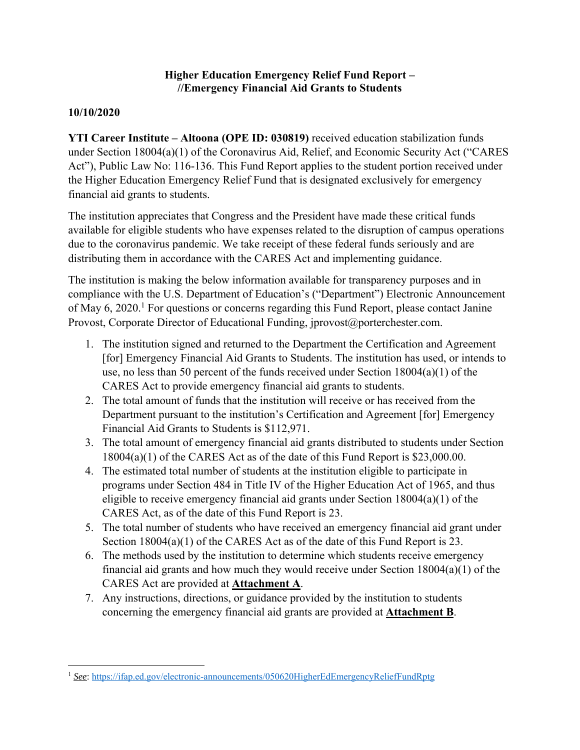# Higher Education Emergency Relief Fund Report – //Emergency Financial Aid Grants to Students

**10/10/2020**

**YTI Career Institute – Altoona (OPE ID: 030819)** received education stabilization funds under Section 18004(a)(1) of the Coronavirus Aid, Relief, and Economic Security Act ("CARES Act"), Public Law No: 116-136. This Fund Report applies to the student portion received under the Higher Education Emergency Relief Fund that is designated exclusively for emergency financial aid grants to students.

The institution appreciates that Congress and the President have made these critical funds available for eligible students who have expenses related to the disruption of campus operations due to the coronavirus pandemic. We take receipt of these federal funds seriously and are distributing them in accordance with the CARES Act and implementing guidance.

The institution is making the below information available for transparency purposes and in compliance with the U.S. Department of Education's ("Department") Electronic Announcement of May 6, 2020.[1] For questions or concerns regarding this Fund Report, please contact Janine Provost, Corporate Director of Educational Funding, jprovost@porterchester.com.

1. The institution signed and returned to the Department the Certification and Agreement [for] Emergency Financial Aid Grants to Students. The institution has used, or intends to use, no less than 50 percent of the funds received under Section 18004(a)(1) of the CARES Act to provide emergency financial aid grants to students.
2. The total amount of funds that the institution will receive or has received from the Department pursuant to the institution's Certification and Agreement [for] Emergency Financial Aid Grants to Students is $112,971.
3. The total amount of emergency financial aid grants distributed to students under Section 18004(a)(1) of the CARES Act as of the date of this Fund Report is $23,000.00.
4. The estimated total number of students at the institution eligible to participate in programs under Section 484 in Title IV of the Higher Education Act of 1965, and thus eligible to receive emergency financial aid grants under Section 18004(a)(1) of the CARES Act, as of the date of this Fund Report is 23.
5. The total number of students who have received an emergency financial aid grant under Section 18004(a)(1) of the CARES Act as of the date of this Fund Report is 23.
6. The methods used by the institution to determine which students receive emergency financial aid grants and how much they would receive under Section 18004(a)(1) of the CARES Act are provided at **Attachment A**.
7. Any instructions, directions, or guidance provided by the institution to students concerning the emergency financial aid grants are provided at **Attachment B**.

[1] *See*: https://ifap.ed.gov/electronic-announcements/050620HigherEdEmergencyReliefFundRptg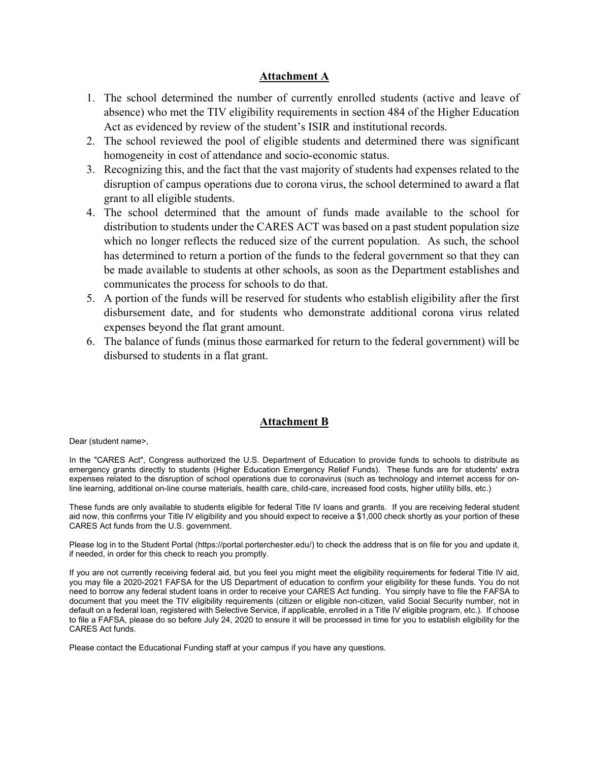## **Attachment A**

1. The school determined the number of currently enrolled students (active and leave of absence) who met the TIV eligibility requirements in section 484 of the Higher Education Act as evidenced by review of the student's ISIR and institutional records.
2. The school reviewed the pool of eligible students and determined there was significant homogeneity in cost of attendance and socio-economic status.
3. Recognizing this, and the fact that the vast majority of students had expenses related to the disruption of campus operations due to corona virus, the school determined to award a flat grant to all eligible students.
4. The school determined that the amount of funds made available to the school for distribution to students under the CARES ACT was based on a past student population size which no longer reflects the reduced size of the current population. As such, the school has determined to return a portion of the funds to the federal government so that they can be made available to students at other schools, as soon as the Department establishes and communicates the process for schools to do that.
5. A portion of the funds will be reserved for students who establish eligibility after the first disbursement date, and for students who demonstrate additional corona virus related expenses beyond the flat grant amount.
6. The balance of funds (minus those earmarked for return to the federal government) will be disbursed to students in a flat grant.

## **Attachment B**

Dear (student name>,

In the "CARES Act", Congress authorized the U.S. Department of Education to provide funds to schools to distribute as emergency grants directly to students (Higher Education Emergency Relief Funds). These funds are for students' extra expenses related to the disruption of school operations due to coronavirus (such as technology and internet access for on-line learning, additional on-line course materials, health care, child-care, increased food costs, higher utility bills, etc.)

These funds are only available to students eligible for federal Title IV loans and grants. If you are receiving federal student aid now, this confirms your Title IV eligibility and you should expect to receive a $1,000 check shortly as your portion of these CARES Act funds from the U.S. government.

Please log in to the Student Portal (https://portal.porterchester.edu/) to check the address that is on file for you and update it, if needed, in order for this check to reach you promptly.

If you are not currently receiving federal aid, but you feel you might meet the eligibility requirements for federal Title IV aid, you may file a 2020-2021 FAFSA for the US Department of education to confirm your eligibility for these funds. You do not need to borrow any federal student loans in order to receive your CARES Act funding. You simply have to file the FAFSA to document that you meet the TIV eligibility requirements (citizen or eligible non-citizen, valid Social Security number, not in default on a federal loan, registered with Selective Service, if applicable, enrolled in a Title IV eligible program, etc.). If choose to file a FAFSA, please do so before July 24, 2020 to ensure it will be processed in time for you to establish eligibility for the CARES Act funds.

Please contact the Educational Funding staff at your campus if you have any questions.